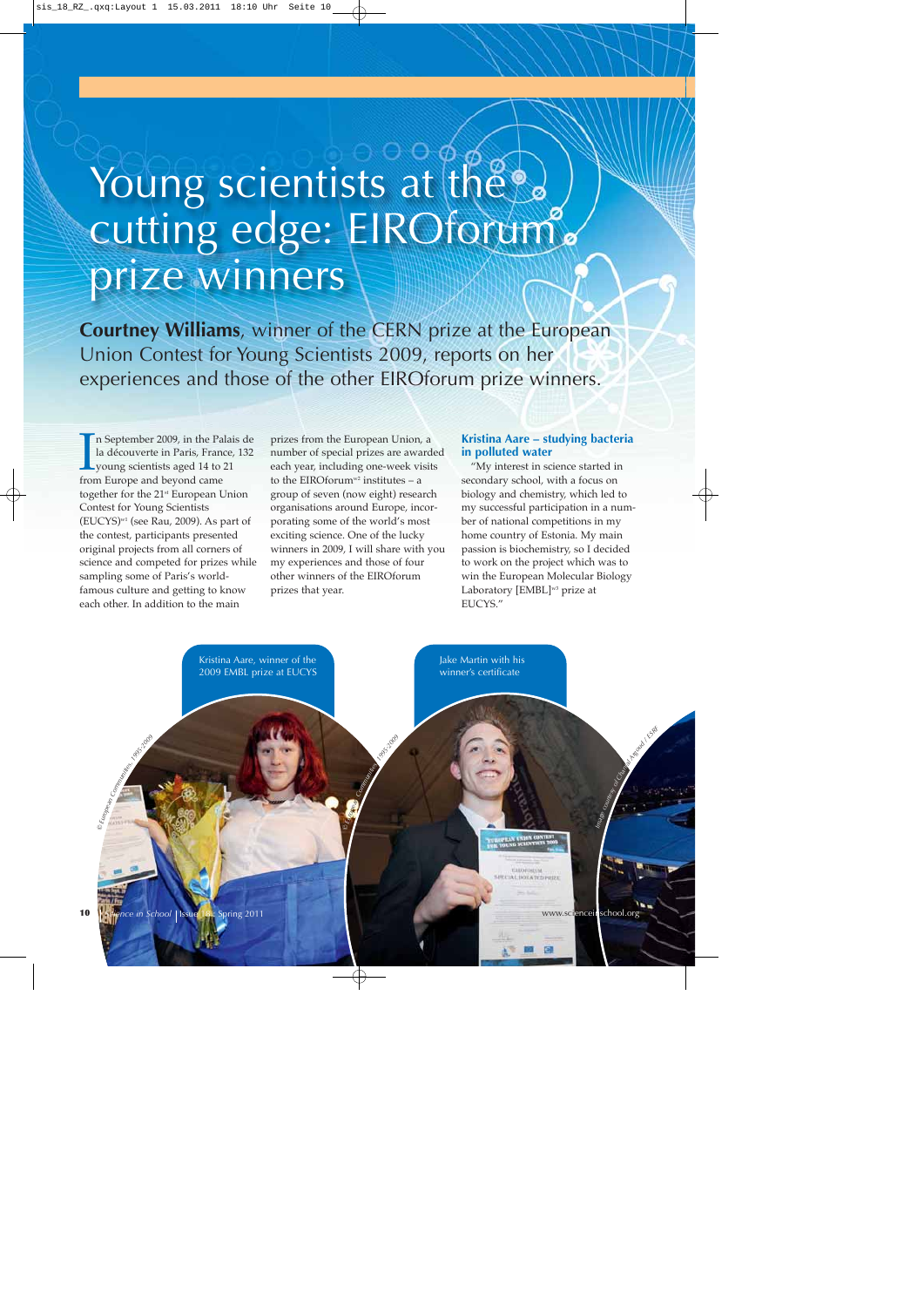# Young scientists at the cutting edge: EIROforum prize winners

**Courtney Williams**, winner of the CERN prize at the European Union Contest for Young Scientists 2009, reports on her experiences and those of the other EIROforum prize winners.

In September 2009, in the Palais de la découverte in Paris, France, 132 young scientists aged 14 to 21 from Europe and beyond came together for the 21st European Union Contest for Young Scientists (EUCYS)[w1] (see Rau, 2009). As part of the contest, participants presented original projects from all corners of science and competed for prizes while sampling some of Paris's world-famous culture and getting to know each other. In addition to the main prizes from the European Union, a number of special prizes are awarded each year, including one-week visits to the EIROforum[w2] institutes – a group of seven (now eight) research organisations around Europe, incorporating some of the world's most exciting science. One of the lucky winners in 2009, I will share with you my experiences and those of four other winners of the EIROforum prizes that year.

### Kristina Aare – studying bacteria in polluted water

"My interest in science started in secondary school, with a focus on biology and chemistry, which led to my successful participation in a number of national competitions in my home country of Estonia. My main passion is biochemistry, so I decided to work on the project which was to win the European Molecular Biology Laboratory [EMBL][w3] prize at EUCYS."

Kristina Aare, winner of the 2009 EMBL prize at EUCYS

Jake Martin with his winner's certificate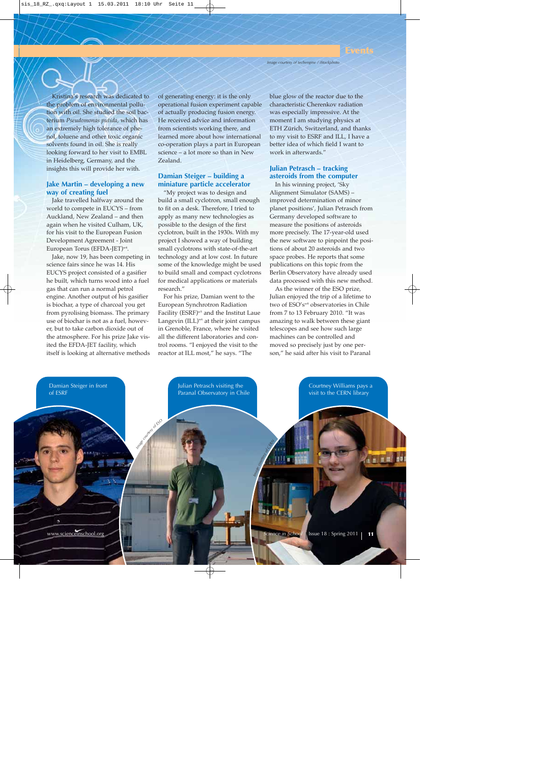Kristina's research was dedicated to the problem of environmental pollution with oil. She studied the soil bacterium *Pseudomonas putida*, which has an extremely high tolerance of phenol, toluene and other toxic organic solvents found in oil. She is really looking forward to her visit to EMBL in Heidelberg, Germany, and the insights this will provide her with.

### Jake Martin – developing a new way of creating fuel

Jake travelled halfway around the world to compete in EUCYS – from Auckland, New Zealand – and then again when he visited Culham, UK, for his visit to the European Fusion Development Agreement - Joint European Torus (EFDA-JET)[w4].

Jake, now 19, has been competing in science fairs since he was 14. His EUCYS project consisted of a gasifier he built, which turns wood into a fuel gas that can run a normal petrol engine. Another output of his gasifier is biochar, a type of charcoal you get from pyrolising biomass. The primary use of biochar is not as a fuel, however, but to take carbon dioxide out of the atmosphere. For his prize Jake visited the EFDA-JET facility, which itself is looking at alternative methods of generating energy: it is the only operational fusion experiment capable of actually producing fusion energy. He received advice and information from scientists working there, and learned more about how international co-operation plays a part in European science – a lot more so than in New Zealand.

### Damian Steiger – building a miniature particle accelerator

"My project was to design and build a small cyclotron, small enough to fit on a desk. Therefore, I tried to apply as many new technologies as possible to the design of the first cyclotron, built in the 1930s. With my project I showed a way of building small cyclotrons with state-of-the-art technology and at low cost. In future some of the knowledge might be used to build small and compact cyclotrons for medical applications or materials research."

For his prize, Damian went to the European Synchrotron Radiation Facility (ESRF)[w5] and the Institut Laue Langevin (ILL)[w6] at their joint campus in Grenoble, France, where he visited all the different laboratories and control rooms. "I enjoyed the visit to the reactor at ILL most," he says. "The blue glow of the reactor due to the characteristic Cherenkov radiation was especially impressive. At the moment I am studying physics at ETH Zürich, Switzerland, and thanks to my visit to ESRF and ILL, I have a better idea of which field I want to work in afterwards."

### Julian Petrasch – tracking asteroids from the computer

In his winning project, 'Sky Alignment Simulator (SAMS) – improved determination of minor planet positions', Julian Petrasch from Germany developed software to measure the positions of asteroids more precisely. The 17-year-old used the new software to pinpoint the positions of about 20 asteroids and two space probes. He reports that some publications on this topic from the Berlin Observatory have already used data processed with this new method.

As the winner of the ESO prize, Julian enjoyed the trip of a lifetime to two of ESO's[w8] observatories in Chile from 7 to 13 February 2010. "It was amazing to walk between these giant telescopes and see how such large machines can be controlled and moved so precisely just by one person," he said after his visit to Paranal

Damian Steiger in front of ESRF

Julian Petrasch visiting the Paranal Observatory in Chile

Courtney Williams pays a visit to the CERN library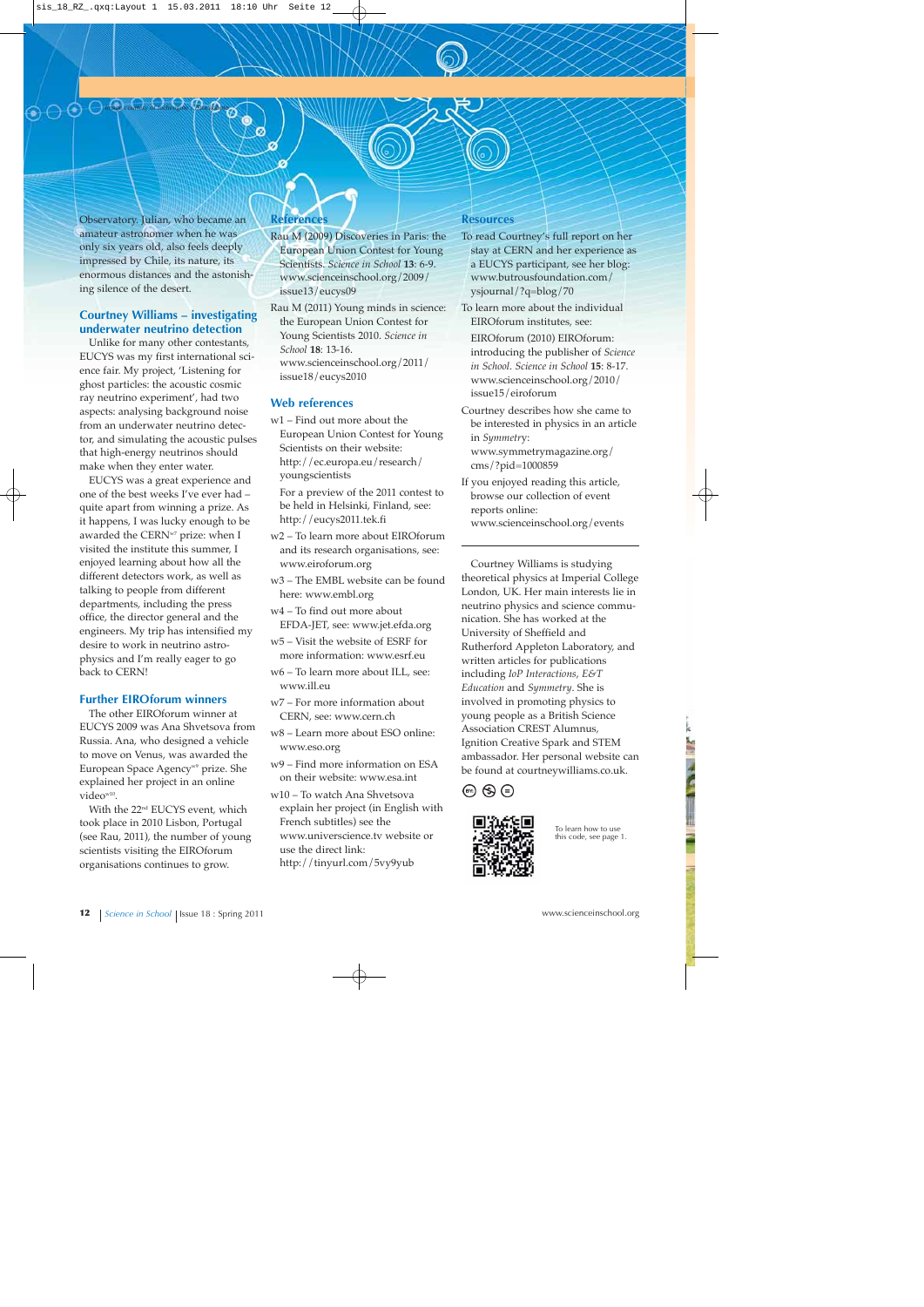Observatory. Julian, who became an amateur astronomer when he was only six years old, also feels deeply impressed by Chile, its nature, its enormous distances and the astonishing silence of the desert.

### Courtney Williams – investigating underwater neutrino detection

Unlike for many other contestants, EUCYS was my first international science fair. My project, 'Listening for ghost particles: the acoustic cosmic ray neutrino experiment', had two aspects: analysing background noise from an underwater neutrino detector, and simulating the acoustic pulses that high-energy neutrinos should make when they enter water.

EUCYS was a great experience and one of the best weeks I've ever had – quite apart from winning a prize. As it happens, I was lucky enough to be awarded the CERN[w7] prize: when I visited the institute this summer, I enjoyed learning about how all the different detectors work, as well as talking to people from different departments, including the press office, the director general and the engineers. My trip has intensified my desire to work in neutrino astrophysics and I'm really eager to go back to CERN!

### Further EIROforum winners

The other EIROforum winner at EUCYS 2009 was Ana Shvetsova from Russia. Ana, who designed a vehicle to move on Venus, was awarded the European Space Agency[w9] prize. She explained her project in an online video[w10].

With the 22nd EUCYS event, which took place in 2010 Lisbon, Portugal (see Rau, 2011), the number of young scientists visiting the EIROforum organisations continues to grow.

### References

Rau M (2009) Discoveries in Paris: the European Union Contest for Young Scientists. *Science in School* **13**: 6-9. www.scienceinschool.org/2009/issue13/eucys09

Rau M (2011) Young minds in science: the European Union Contest for Young Scientists 2010. *Science in School* **18**: 13-16. www.scienceinschool.org/2011/issue18/eucys2010

### Web references

w1 – Find out more about the European Union Contest for Young Scientists on their website: http://ec.europa.eu/research/youngscientists

For a preview of the 2011 contest to be held in Helsinki, Finland, see: http://eucys2011.tek.fi

w2 – To learn more about EIROforum and its research organisations, see: www.eiroforum.org

w3 – The EMBL website can be found here: www.embl.org

w4 – To find out more about EFDA-JET, see: www.jet.efda.org

w5 – Visit the website of ESRF for more information: www.esrf.eu

w6 – To learn more about ILL, see: www.ill.eu

w7 – For more information about CERN, see: www.cern.ch

w8 – Learn more about ESO online: www.eso.org

w9 – Find more information on ESA on their website: www.esa.int

w10 – To watch Ana Shvetsova explain her project (in English with French subtitles) see the www.universcience.tv website or use the direct link: http://tinyurl.com/5vy9yub

### Resources

To read Courtney's full report on her stay at CERN and her experience as a EUCYS participant, see her blog: www.butrousfoundation.com/ysjournal/?q=blog/70

To learn more about the individual EIROforum institutes, see:

EIROforum (2010) EIROforum: introducing the publisher of *Science in School*. *Science in School* **15**: 8-17. www.scienceinschool.org/2010/issue15/eiroforum

Courtney describes how she came to be interested in physics in an article in *Symmetry*: www.symmetrymagazine.org/cms/?pid=1000859

If you enjoyed reading this article, browse our collection of event reports online: www.scienceinschool.org/events

---

Courtney Williams is studying theoretical physics at Imperial College London, UK. Her main interests lie in neutrino physics and science communication. She has worked at the University of Sheffield and Rutherford Appleton Laboratory, and written articles for publications including *IoP Interactions*, *E&T Education* and *Symmetry*. She is involved in promoting physics to young people as a British Science Association CREST Alumnus, Ignition Creative Spark and STEM ambassador. Her personal website can be found at courtneywilliams.co.uk.

To learn how to use this code, see page 1.